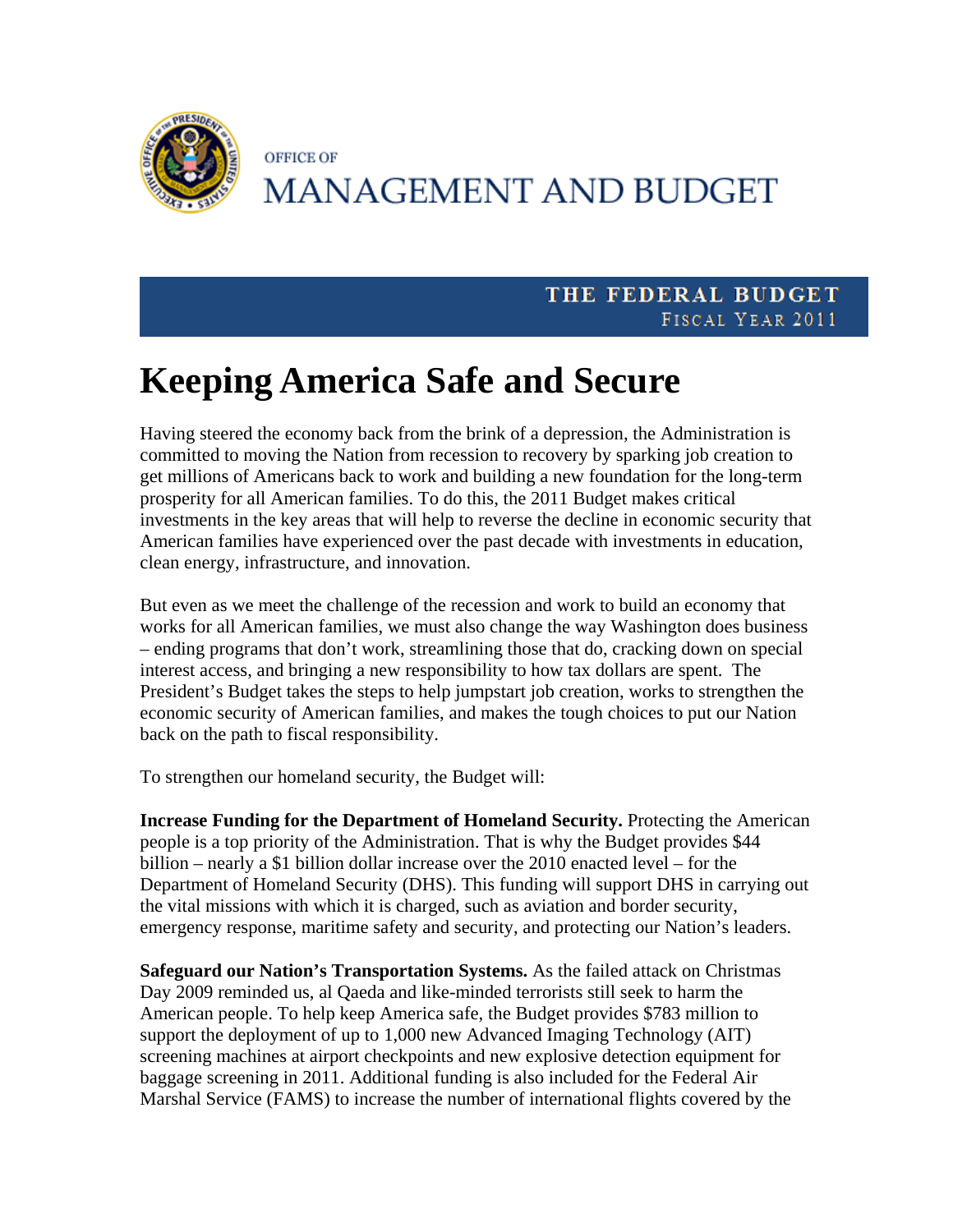OFFICE OF

MANAGEMENT AND BUDGET

THE FEDERAL BUDGET
FISCAL YEAR 2011

# Keeping America Safe and Secure

Having steered the economy back from the brink of a depression, the Administration is committed to moving the Nation from recession to recovery by sparking job creation to get millions of Americans back to work and building a new foundation for the long-term prosperity for all American families. To do this, the 2011 Budget makes critical investments in the key areas that will help to reverse the decline in economic security that American families have experienced over the past decade with investments in education, clean energy, infrastructure, and innovation.

But even as we meet the challenge of the recession and work to build an economy that works for all American families, we must also change the way Washington does business – ending programs that don't work, streamlining those that do, cracking down on special interest access, and bringing a new responsibility to how tax dollars are spent. The President's Budget takes the steps to help jumpstart job creation, works to strengthen the economic security of American families, and makes the tough choices to put our Nation back on the path to fiscal responsibility.

To strengthen our homeland security, the Budget will:

**Increase Funding for the Department of Homeland Security.** Protecting the American people is a top priority of the Administration. That is why the Budget provides $44 billion – nearly a $1 billion dollar increase over the 2010 enacted level – for the Department of Homeland Security (DHS). This funding will support DHS in carrying out the vital missions with which it is charged, such as aviation and border security, emergency response, maritime safety and security, and protecting our Nation's leaders.

**Safeguard our Nation's Transportation Systems.** As the failed attack on Christmas Day 2009 reminded us, al Qaeda and like-minded terrorists still seek to harm the American people. To help keep America safe, the Budget provides $783 million to support the deployment of up to 1,000 new Advanced Imaging Technology (AIT) screening machines at airport checkpoints and new explosive detection equipment for baggage screening in 2011. Additional funding is also included for the Federal Air Marshal Service (FAMS) to increase the number of international flights covered by the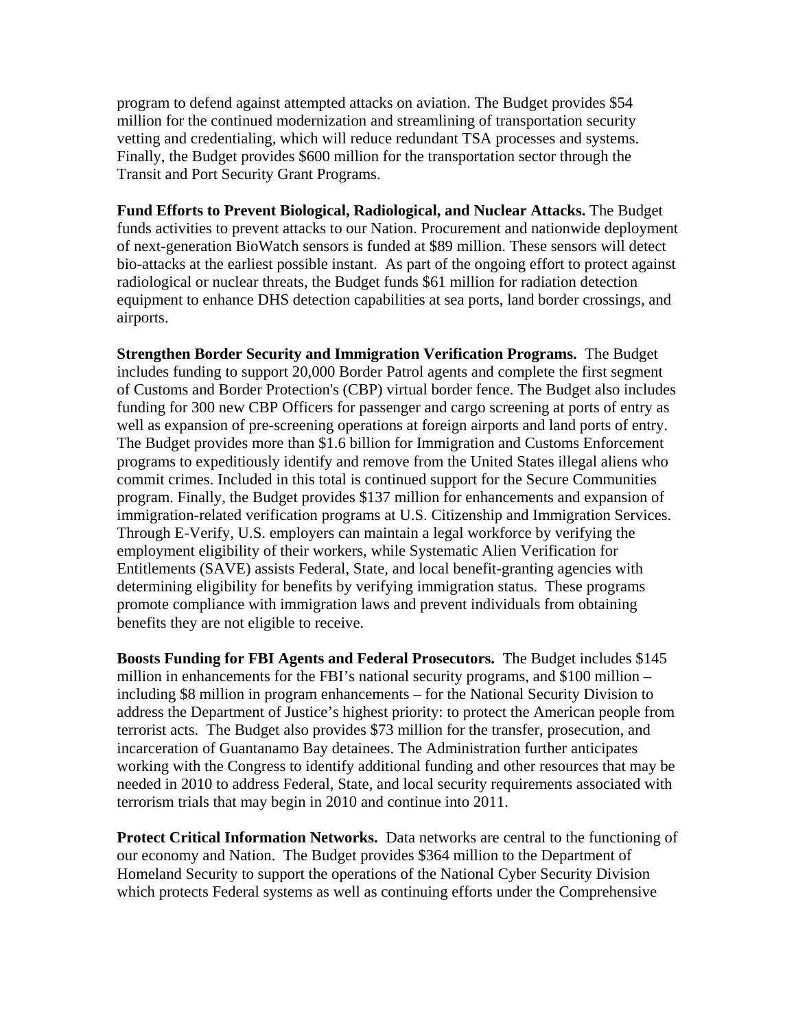program to defend against attempted attacks on aviation. The Budget provides $54 million for the continued modernization and streamlining of transportation security vetting and credentialing, which will reduce redundant TSA processes and systems. Finally, the Budget provides $600 million for the transportation sector through the Transit and Port Security Grant Programs.

**Fund Efforts to Prevent Biological, Radiological, and Nuclear Attacks.** The Budget funds activities to prevent attacks to our Nation. Procurement and nationwide deployment of next-generation BioWatch sensors is funded at $89 million. These sensors will detect bio-attacks at the earliest possible instant. As part of the ongoing effort to protect against radiological or nuclear threats, the Budget funds $61 million for radiation detection equipment to enhance DHS detection capabilities at sea ports, land border crossings, and airports.

**Strengthen Border Security and Immigration Verification Programs.** The Budget includes funding to support 20,000 Border Patrol agents and complete the first segment of Customs and Border Protection's (CBP) virtual border fence. The Budget also includes funding for 300 new CBP Officers for passenger and cargo screening at ports of entry as well as expansion of pre-screening operations at foreign airports and land ports of entry. The Budget provides more than $1.6 billion for Immigration and Customs Enforcement programs to expeditiously identify and remove from the United States illegal aliens who commit crimes. Included in this total is continued support for the Secure Communities program. Finally, the Budget provides $137 million for enhancements and expansion of immigration-related verification programs at U.S. Citizenship and Immigration Services. Through E-Verify, U.S. employers can maintain a legal workforce by verifying the employment eligibility of their workers, while Systematic Alien Verification for Entitlements (SAVE) assists Federal, State, and local benefit-granting agencies with determining eligibility for benefits by verifying immigration status. These programs promote compliance with immigration laws and prevent individuals from obtaining benefits they are not eligible to receive.

**Boosts Funding for FBI Agents and Federal Prosecutors.** The Budget includes $145 million in enhancements for the FBI's national security programs, and $100 million – including $8 million in program enhancements – for the National Security Division to address the Department of Justice's highest priority: to protect the American people from terrorist acts. The Budget also provides $73 million for the transfer, prosecution, and incarceration of Guantanamo Bay detainees. The Administration further anticipates working with the Congress to identify additional funding and other resources that may be needed in 2010 to address Federal, State, and local security requirements associated with terrorism trials that may begin in 2010 and continue into 2011.

**Protect Critical Information Networks.** Data networks are central to the functioning of our economy and Nation. The Budget provides $364 million to the Department of Homeland Security to support the operations of the National Cyber Security Division which protects Federal systems as well as continuing efforts under the Comprehensive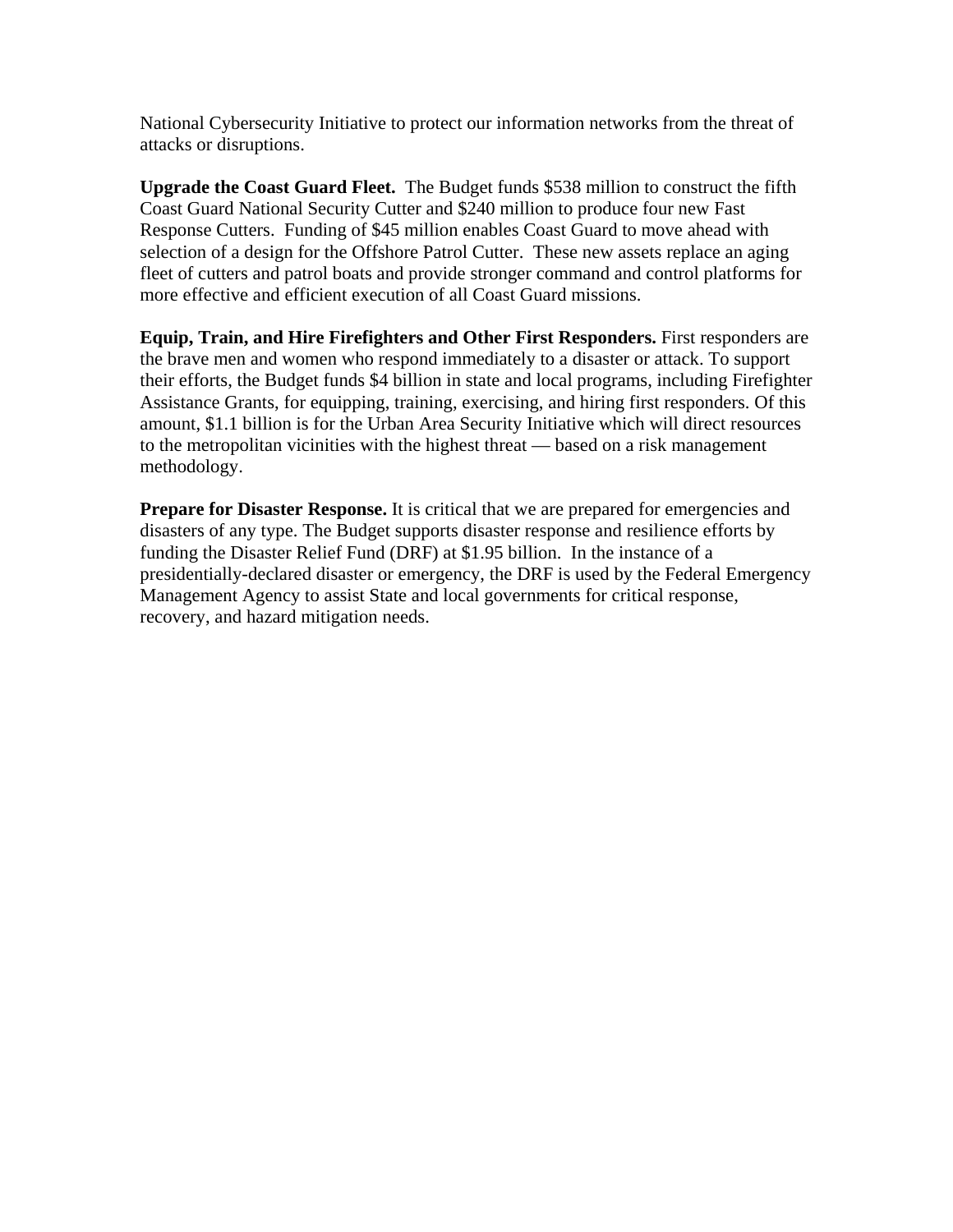National Cybersecurity Initiative to protect our information networks from the threat of attacks or disruptions.

**Upgrade the Coast Guard Fleet.** The Budget funds $538 million to construct the fifth Coast Guard National Security Cutter and $240 million to produce four new Fast Response Cutters. Funding of $45 million enables Coast Guard to move ahead with selection of a design for the Offshore Patrol Cutter. These new assets replace an aging fleet of cutters and patrol boats and provide stronger command and control platforms for more effective and efficient execution of all Coast Guard missions.

**Equip, Train, and Hire Firefighters and Other First Responders.** First responders are the brave men and women who respond immediately to a disaster or attack. To support their efforts, the Budget funds $4 billion in state and local programs, including Firefighter Assistance Grants, for equipping, training, exercising, and hiring first responders. Of this amount, $1.1 billion is for the Urban Area Security Initiative which will direct resources to the metropolitan vicinities with the highest threat — based on a risk management methodology.

**Prepare for Disaster Response.** It is critical that we are prepared for emergencies and disasters of any type. The Budget supports disaster response and resilience efforts by funding the Disaster Relief Fund (DRF) at $1.95 billion. In the instance of a presidentially-declared disaster or emergency, the DRF is used by the Federal Emergency Management Agency to assist State and local governments for critical response, recovery, and hazard mitigation needs.